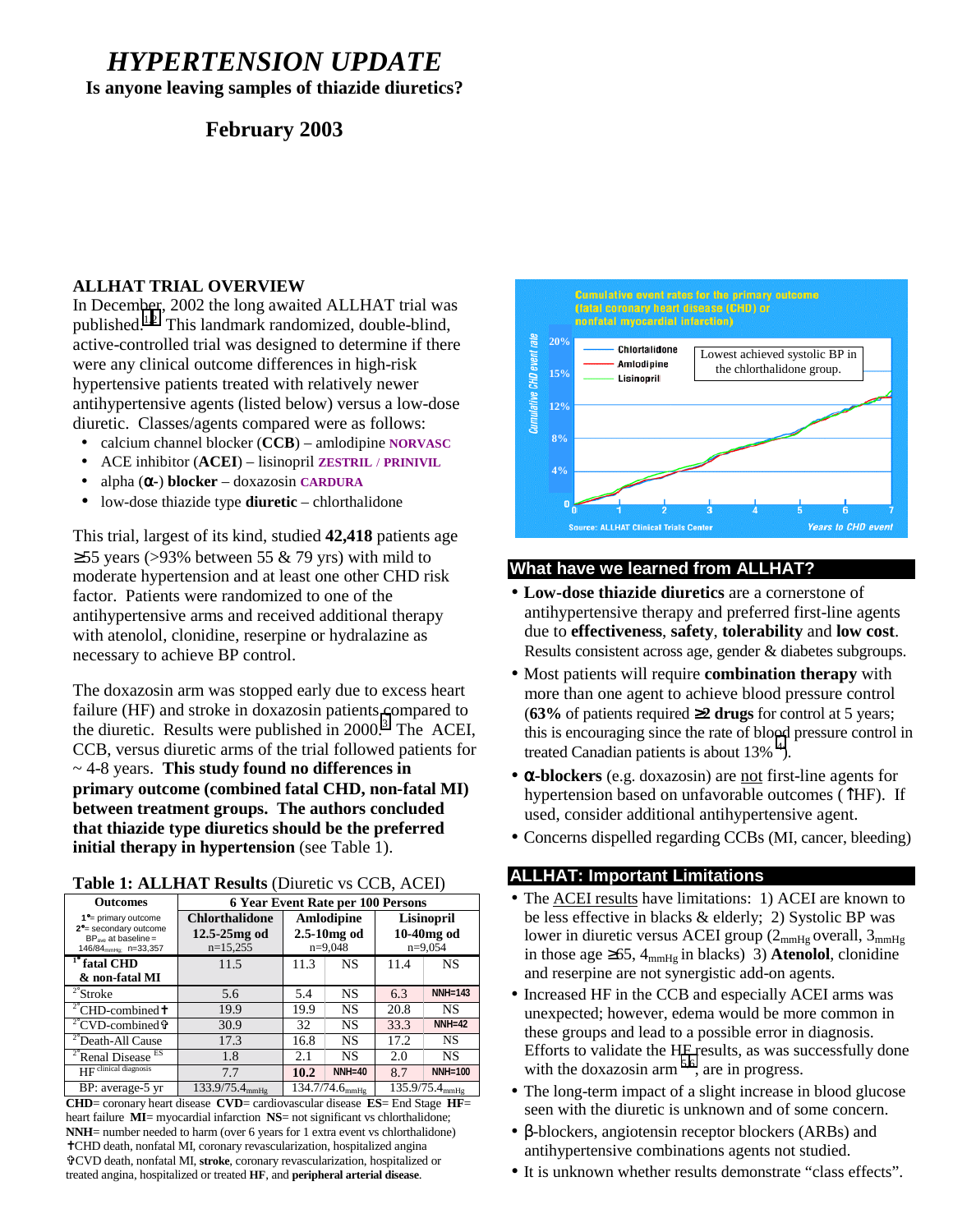# *HYPERTENSION UPDATE*

**Is anyone leaving samples of thiazide diuretics?**

**February 2003**

## ALLHAT TRIAL OVERVIEW

In December, 2002 the long awaited ALLHAT trial was published.[1,2] This landmark randomized, double-blind, active-controlled trial was designed to determine if there were any clinical outcome differences in high-risk hypertensive patients treated with relatively newer antihypertensive agents (listed below) versus a low-dose diuretic. Classes/agents compared were as follows:

- calcium channel blocker (**CCB**) – amlodipine **NORVASC**
- ACE inhibitor (**ACEI**) – lisinopril **ZESTRIL** / **PRINIVIL**
- alpha (**α**-) **blocker** – doxazosin **CARDURA**
- low-dose thiazide type **diuretic** – chlorthalidone

This trial, largest of its kind, studied **42,418** patients age ≥55 years (>93% between 55 & 79 yrs) with mild to moderate hypertension and at least one other CHD risk factor. Patients were randomized to one of the antihypertensive arms and received additional therapy with atenolol, clonidine, reserpine or hydralazine as necessary to achieve BP control.

The doxazosin arm was stopped early due to excess heart failure (HF) and stroke in doxazosin patients compared to the diuretic. Results were published in 2000.[3] The ACEI, CCB, versus diuretic arms of the trial followed patients for ~ 4-8 years. **This study found no differences in primary outcome (combined fatal CHD, non-fatal MI) between treatment groups. The authors concluded that thiazide type diuretics should be the preferred initial therapy in hypertension** (see Table 1).

**Table 1: ALLHAT Results** (Diuretic vs CCB, ACEI)

| Outcomes | 6 Year Event Rate per 100 Persons | | | | |
|---|---|---|---|---|---|
| 1°= primary outcome; 2°= secondary outcome; $BP_{ave}$ at baseline = $146/84_{mmHg}$ n=33,357 | **Chlorthalidone 12.5-25mg od** n=15,255 | **Amlodipine 2.5-10mg od** n=9,048 | | **Lisinopril 10-40mg od** n=9,054 | |
| 1° **fatal CHD & non-fatal MI** | 11.5 | 11.3 | NS | 11.4 | NS |
| 2° Stroke | 5.6 | 5.4 | NS | 6.3 | NNH=143 |
| 2° CHD-combined ✝ | 19.9 | 19.9 | NS | 20.8 | NS |
| 2° CVD-combined ✞ | 30.9 | 32 | NS | 33.3 | NNH=42 |
| 2° Death-All Cause | 17.3 | 16.8 | NS | 17.2 | NS |
| 2° Renal Disease [ES] | 1.8 | 2.1 | NS | 2.0 | NS |
| HF [clinical diagnosis] | 7.7 | **10.2** | NNH=40 | 8.7 | NNH=100 |
| BP: average-5 yr | $133.9/75.4_{mmHg}$ | $134.7/74.6_{mmHg}$ | | $135.9/75.4_{mmHg}$ | |

**CHD**= coronary heart disease **CVD**= cardiovascular disease **ES**= End Stage **HF**= heart failure **MI**= myocardial infarction **NS**= not significant vs chlorthalidone; **NNH**= number needed to harm (over 6 years for 1 extra event vs chlorthalidone)
✝CHD death, nonfatal MI, coronary revascularization, hospitalized angina
✞CVD death, nonfatal MI, **stroke**, coronary revascularization, hospitalized or treated angina, hospitalized or treated **HF**, and **peripheral arterial disease**.

Cumulative event rates for the primary outcome (fatal coronary heart disease (CHD) or nonfatal myocardial infarction)

Lowest achieved systolic BP in the chlorthalidone group.

Source: ALLHAT Clinical Trials Center

## What have we learned from ALLHAT?

- **Low-dose thiazide diuretics** are a cornerstone of antihypertensive therapy and preferred first-line agents due to **effectiveness**, **safety**, **tolerability** and **low cost**. Results consistent across age, gender & diabetes subgroups.
- Most patients will require **combination therapy** with more than one agent to achieve blood pressure control (**63%** of patients required **≥2 drugs** for control at 5 years; this is encouraging since the rate of blood pressure control in treated Canadian patients is about 13%[4]).
- **α-blockers** (e.g. doxazosin) are not first-line agents for hypertension based on unfavorable outcomes (↑HF). If used, consider additional antihypertensive agent.
- Concerns dispelled regarding CCBs (MI, cancer, bleeding)

## ALLHAT: Important Limitations

- The ACEI results have limitations: 1) ACEI are known to be less effective in blacks & elderly; 2) Systolic BP was lower in diuretic versus ACEI group ($2_{mmHg}$ overall, $3_{mmHg}$ in those age ≥65, $4_{mmHg}$ in blacks) 3) **Atenolol**, clonidine and reserpine are not synergistic add-on agents.
- Increased HF in the CCB and especially ACEI arms was unexpected; however, edema would be more common in these groups and lead to a possible error in diagnosis. Efforts to validate the HF results, as was successfully done with the doxazosin arm[5,6], are in progress.
- The long-term impact of a slight increase in blood glucose seen with the diuretic is unknown and of some concern.
- β-blockers, angiotensin receptor blockers (ARBs) and antihypertensive combinations agents not studied.
- It is unknown whether results demonstrate "class effects".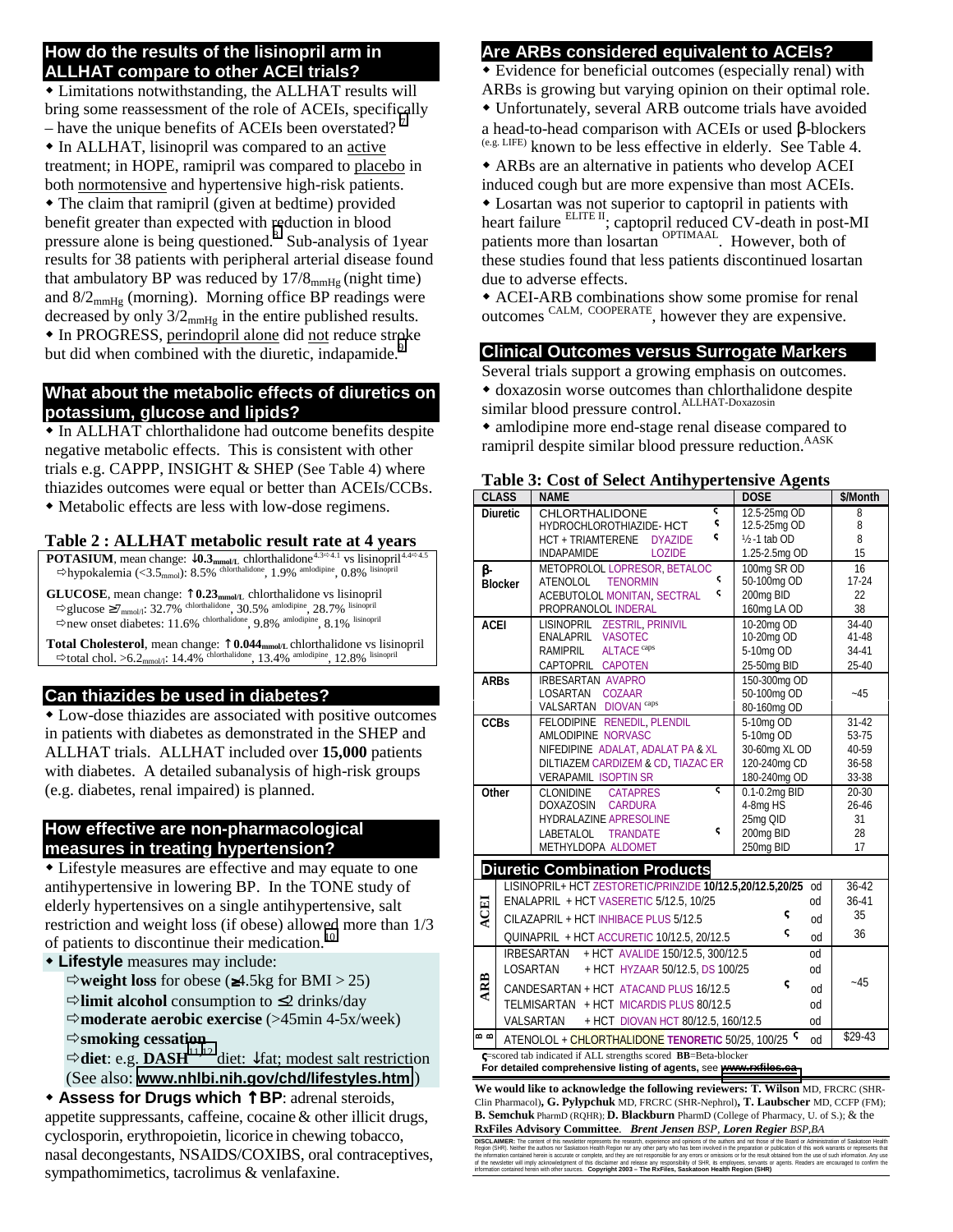## How do the results of the lisinopril arm in ALLHAT compare to other ACEI trials?

- Limitations notwithstanding, the ALLHAT results will bring some reassessment of the role of ACEIs, specifically – have the unique benefits of ACEIs been overstated?[7]
- In ALLHAT, lisinopril was compared to an active treatment; in HOPE, ramipril was compared to placebo in both normotensive and hypertensive high-risk patients.
- The claim that ramipril (given at bedtime) provided benefit greater than expected with reduction in blood pressure alone is being questioned.[8] Sub-analysis of 1year results for 38 patients with peripheral arterial disease found that ambulatory BP was reduced by $17/8_{mmHg}$ (night time) and $8/2_{mmHg}$ (morning). Morning office BP readings were decreased by only $3/2_{mmHg}$ in the entire published results.
- In PROGRESS, perindopril alone did not reduce stroke but did when combined with the diuretic, indapamide.[9]

## What about the metabolic effects of diuretics on potassium, glucose and lipids?

- In ALLHAT chlorthalidone had outcome benefits despite negative metabolic effects. This is consistent with other trials e.g. CAPPP, INSIGHT & SHEP (See Table 4) where thiazides outcomes were equal or better than ACEIs/CCBs.
- Metabolic effects are less with low-dose regimens.

### Table 2 : ALLHAT metabolic result rate at 4 years

**POTASSIUM**, mean change: ↓**0.3**$_{mmol/L}$ chlorthalidone$^{4.3⇨4.1}$ vs lisinopril$^{4.4⇨4.5}$
⇨hypokalemia ($<3.5_{mmol}$): 8.5% [chlorthalidone], 1.9% [amlodipine], 0.8% [lisinopril]

**GLUCOSE**, mean change: ↑**0.23**$_{mmol/L}$ chlorthalidone vs lisinopril
⇨glucose $\geq 7_{mmol/l}$: 32.7% [chlorthalidone], 30.5% [amlodipine], 28.7% [lisinopril]
⇨new onset diabetes: 11.6% [chlorthalidone], 9.8% [amlodipine], 8.1% [lisinopril]

**Total Cholesterol**, mean change: ↑**0.044**$_{mmol/L}$ chlorthalidone vs lisinopril
⇨total chol. $>6.2_{mmol/l}$: 14.4% [chlorthalidone], 13.4% [amlodipine], 12.8% [lisinopril]

## Can thiazides be used in diabetes?

- Low-dose thiazides are associated with positive outcomes in patients with diabetes as demonstrated in the SHEP and ALLHAT trials. ALLHAT included over **15,000** patients with diabetes. A detailed subanalysis of high-risk groups (e.g. diabetes, renal impaired) is planned.

## How effective are non-pharmacological measures in treating hypertension?

- Lifestyle measures are effective and may equate to one antihypertensive in lowering BP. In the TONE study of elderly hypertensives on a single antihypertensive, salt restriction and weight loss (if obese) allowed more than 1/3 of patients to discontinue their medication.[10]
- **Lifestyle** measures may include:
  - ⇨**weight loss** for obese (≥4.5kg for BMI > 25)
  - ⇨**limit alcohol** consumption to ≤2 drinks/day
  - ⇨**moderate aerobic exercise** (>45min 4-5x/week)
  - ⇨**smoking cessation**
  - ⇨**diet**: e.g. **DASH**[11,12] diet: ↓fat; modest salt restriction (See also: www.nhlbi.nih.gov/chd/lifestyles.htm )
- **Assess for Drugs which ↑BP**: adrenal steroids, appetite suppressants, caffeine, cocaine & other illicit drugs, cyclosporin, erythropoietin, licorice in chewing tobacco, nasal decongestants, NSAIDS/COXIBS, oral contraceptives, sympathomimetics, tacrolimus & venlafaxine.

## Are ARBs considered equivalent to ACEIs?

- Evidence for beneficial outcomes (especially renal) with ARBs is growing but varying opinion on their optimal role.
- Unfortunately, several ARB outcome trials have avoided a head-to-head comparison with ACEIs or used β-blockers (e.g. LIFE) known to be less effective in elderly. See Table 4.
- ARBs are an alternative in patients who develop ACEI induced cough but are more expensive than most ACEIs.
- Losartan was not superior to captopril in patients with heart failure [ELITE II]; captopril reduced CV-death in post-MI patients more than losartan [OPTIMAAL]. However, both of these studies found that less patients discontinued losartan due to adverse effects.
- ACEI-ARB combinations show some promise for renal outcomes [CALM, COOPERATE], however they are expensive.

## Clinical Outcomes versus Surrogate Markers

Several trials support a growing emphasis on outcomes.

- doxazosin worse outcomes than chlorthalidone despite similar blood pressure control. [ALLHAT-Doxazosin]
- amlodipine more end-stage renal disease compared to ramipril despite similar blood pressure reduction. [AASK]

### Table 3: Cost of Select Antihypertensive Agents

| CLASS | NAME | DOSE | $/Month |
|---|---|---|---|
| Diuretic | CHLORTHALIDONE ς | 12.5-25mg OD | 8 |
| | HYDROCHLOROTHIAZIDE- HCT ς | 12.5-25mg OD | 8 |
| | HCT + TRIAMTERENE DYAZIDE ς | ½-1 tab OD | 8 |
| | INDAPAMIDE LOZIDE | 1.25-2.5mg OD | 15 |
| β-Blocker | METOPROLOL LOPRESOR, BETALOC | 100mg SR OD | 16 |
| | ATENOLOL TENORMIN ς | 50-100mg OD | 17-24 |
| | ACEBUTOLOL MONITAN, SECTRAL ς | 200mg BID | 22 |
| | PROPRANOLOL INDERAL | 160mg LA OD | 38 |
| ACEI | LISINOPRIL ZESTRIL, PRINIVIL | 10-20mg OD | 34-40 |
| | ENALAPRIL VASOTEC | 10-20mg OD | 41-48 |
| | RAMIPRIL ALTACE caps | 5-10mg OD | 34-41 |
| | CAPTOPRIL CAPOTEN | 25-50mg BID | 25-40 |
| ARBs | IRBESARTAN AVAPRO | 150-300mg OD | ~45 |
| | LOSARTAN COZAAR | 50-100mg OD | |
| | VALSARTAN DIOVAN caps | 80-160mg OD | |
| CCBs | FELODIPINE RENEDIL, PLENDIL | 5-10mg OD | 31-42 |
| | AMLODIPINE NORVASC | 5-10mg OD | 53-75 |
| | NIFEDIPINE ADALAT, ADALAT PA & XL | 30-60mg XL OD | 40-59 |
| | DILTIAZEM CARDIZEM & CD, TIAZAC ER | 120-240mg CD | 36-58 |
| | VERAPAMIL ISOPTIN SR | 180-240mg OD | 33-38 |
| Other | CLONIDINE CATAPRES ς | 0.1-0.2mg BID | 20-30 |
| | DOXAZOSIN CARDURA | 4-8mg HS | 26-46 |
| | HYDRALAZINE APRESOLINE | 25mg QID | 31 |
| | LABETALOL TRANDATE ς | 200mg BID | 28 |
| | METHYLDOPA ALDOMET | 250mg BID | 17 |

**Diuretic Combination Products**

| CLASS | NAME | DOSE | $/Month |
|---|---|---|---|
| ACEI | LISINOPRIL+ HCT ZESTORETIC/PRINZIDE **10/12.5,20/12.5,20/25** | od | 36-42 |
| | ENALAPRIL + HCT VASERETIC 5/12.5, 10/25 | od | 36-41 |
| | CILAZAPRIL + HCT INHIBACE PLUS 5/12.5 ς | od | 35 |
| | QUINAPRIL + HCT ACCURETIC 10/12.5, 20/12.5 ς | od | 36 |
| ARB | IRBESARTAN + HCT AVALIDE 150/12.5, 300/12.5 | od | ~45 |
| | LOSARTAN + HCT HYZAAR 50/12.5, DS 100/25 | od | |
| | CANDESARTAN + HCT ATACAND PLUS 16/12.5 ς | od | |
| | TELMISARTAN + HCT MICARDIS PLUS 80/12.5 | od | |
| | VALSARTAN + HCT DIOVAN HCT 80/12.5, 160/12.5 | od | |
| BB | ATENOLOL + CHLORTHALIDONE TENORETIC 50/25, 100/25 ς | od | $29-43 |

ς=scored tab indicated if ALL strengths scored **BB**=Beta-blocker
**For detailed comprehensive listing of agents, see www.rxfiles.ca**

**We would like to acknowledge the following reviewers: T. Wilson** MD, FRCRC (SHR-Clin Pharmacol)**, G. Pylypchuk** MD, FRCRC (SHR-Nephrol)**, T. Laubscher** MD, CCFP (FM); **B. Semchuk** PharmD (RQHR); **D. Blackburn** PharmD (College of Pharmacy, U. of S.); & the **RxFiles Advisory Committee**. ***Brent Jensen** BSP*, ***Loren Regier** BSP,BA*

**DISCLAIMER:** The content of this newsletter represents the research, experience and opinions of the authors and not those of the Board or Administration of Saskatoon Health Region (SHR). Neither the authors nor Saskatoon Health Region nor any other party who has been involved in the preparation or publication of this work warrants or represents that the information contained herein is accurate or complete, and they are not responsible for any errors or omissions or for the result obtained from the use of such information. Any use of the newsletter will imply acknowledgment of this disclaimer and release any responsibility of SHR, its employees, servants or agents. Readers are encouraged to confirm the information contained herein with other sources. **Copyright 2003 – The RxFiles, Saskatoon Health Region (SHR)**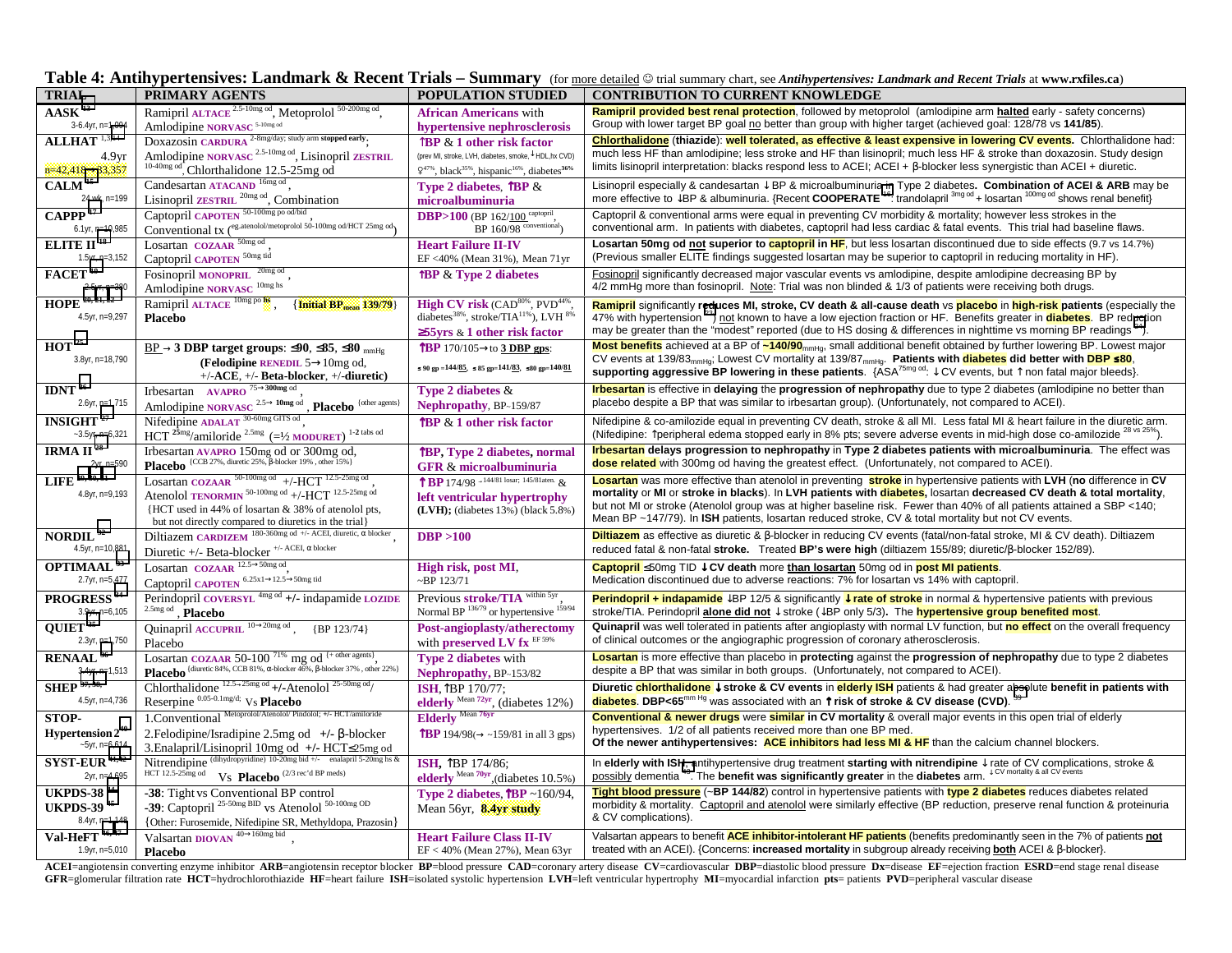## Table 4: Antihypertensives: Landmark & Recent Trials – Summary (for more detailed ☺ trial summary chart, see *Antihypertensives: Landmark and Recent Trials* at **www.rxfiles.ca**)

| TRIAL | PRIMARY AGENTS | POPULATION STUDIED | CONTRIBUTION TO CURRENT KNOWLEDGE |
|---|---|---|---|
| **AASK** [13]<br>3-6.4yr, n=1,094 | Ramipril ALTACE [2.5-10mg od], Metoprolol [50-200mg od],<br>Amlodipine NORVASC [5-10mg od] | **African Americans** with **hypertensive nephrosclerosis** | **Ramipril provided best renal protection**, followed by metoprolol (amlodipine arm **halted** early - safety concerns)<br>Group with lower target BP goal no better than group with higher target (achieved goal: 128/78 vs **141/85**). |
| **ALLHAT** [1,3,14]<br>4.9yr<br>n=42,418→33,357 | Doxazosin CARDURA [2-8mg/day; study arm stopped early];<br>Amlodipine NORVASC [2.5-10mg od], Lisinopril ZESTRIL [10-40mg od], Chlorthalidone 12.5-25mg od | ↑**BP & 1 other risk factor**<br>(prev MI, stroke, LVH, diabetes, smoke, ↓HDL,hx CVD)<br>♀47%, black35%, hispanic16%, diabetes36% | **Chlorthalidone** (**thiazide**): **well tolerated, as effective & least expensive in lowering CV events.** Chlorthalidone had: much less HF than amlodipine; less stroke and HF than lisinopril; much less HF & stroke than doxazosin. Study design limits lisinopril interpretation: blacks respond less to ACEI; ACEI + β-blocker less synergistic than ACEI + diuretic. |
| **CALM**<br>24 wk, n=199 | Candesartan ATACAND [16mg od],<br>Lisinopril ZESTRIL [20mg od], Combination | **Type 2 diabetes**, ↑**BP & microalbuminuria** | Lisinopril especially & candesartan ↓BP & microalbuminuria in Type 2 diabetes. **Combination of ACEI & ARB** may be more effective to ↓BP & albuminuria. {Recent **COOPERATE**: trandolapril [3mg od] + losartan [100mg od] shows renal benefit} |
| **CAPPP** [17]<br>6.1yr, n=10,985 | Captopril CAPOTEN [50-100mg po od/bid],<br>Conventional tx ([eg.atenolol/metoprolol 50-100mg od/HCT 25mg od]) | **DBP>100** (BP 162/100 [captopril],<br>BP 160/98 [conventional]) | Captopril & conventional arms were equal in preventing CV morbidity & mortality; however less strokes in the conventional arm. In patients with diabetes, captopril had less cardiac & fatal events. This trial had baseline flaws. |
| **ELITE II** [18]<br>1.5yr, n=3,152 | Losartan COZAAR [50mg od],<br>Captopril CAPOTEN [50mg tid] | **Heart Failure II-IV**<br>EF <40% (Mean 31%), Mean 71yr | **Losartan 50mg od not superior to captopril in HF**, but less losartan discontinued due to side effects (9.7 vs 14.7%)<br>(Previous smaller ELITE findings suggested losartan may be superior to captopril in reducing mortality in HF). |
| **FACET** [19]<br>2.5yr, n=380 | Fosinopril MONOPRIL [20mg od],<br>Amlodipine NORVASC [10mg hs] | ↑**BP & Type 2 diabetes** | Fosinopril significantly decreased major vascular events vs amlodipine, despite amlodipine decreasing BP by 4/2 mmHg more than fosinopril. Note: Trial was non blinded & 1/3 of patients were receiving both drugs. |
| **HOPE** [20,21,22]<br>4.5yr, n=9,297 | Ramipril ALTACE [10mg po hs], {**Initial BPmean 139/79**}<br>**Placebo** | **High CV risk** (CAD80%, PVD44%, diabetes38%, stroke/TIA11%), LVH 8%<br>**≥55yrs & 1 other risk factor** | **Ramipril** significantly **reduces MI, stroke, CV death & all-cause death** vs **placebo** in **high-risk patients** (especially the 47% with hypertension [23]) not known to have a low ejection fraction or HF. Benefits greater in **diabetes**. BP reduction may be greater than the "modest" reported (due to HS dosing & differences in nighttime vs morning BP readings [24]). |
| **HOT** [25]<br>3.8yr, n=18,790 | BP → **3 DBP target groups**: **≤90, ≤85, ≤80** mmHg<br>**(Felodipine RENEDIL 5→10mg od,**<br>**+/-ACE, +/- Beta-blocker, +/-diuretic)** | ↑**BP** 170/105→ to **3 DBP gps**:<br>≤90 gp=144/85, ≤85 gp=141/83, ≤80 gp=140/81 | **Most benefits** achieved at a BP of **~140/90**mmHg, small additional benefit obtained by further lowering BP. Lowest major CV events at 139/83mmHg; Lowest CV mortality at 139/87mmHg. **Patients with diabetes did better with DBP ≤80, supporting aggressive BP lowering in these patients.** {ASA[75mg od]: ↓CV events, but ↑non fatal major bleeds}. |
| **IDNT** [26]<br>2.6yr, n=1,715 | Irbesartan AVAPRO [75→300mg od],<br>Amlodipine NORVASC [2.5→10mg od], **Placebo** [{other agents}] | **Type 2 diabetes & Nephropathy**, BP~159/87 | **Irbesartan** is effective in **delaying** the **progression of nephropathy** due to type 2 diabetes (amlodipine no better than placebo despite a BP that was similar to irbesartan group). (Unfortunately, not compared to ACEI). |
| **INSIGHT** [27]<br>~3.5yr, n=6,321 | Nifedipine ADALAT [30-60mg GITS od],<br>HCT [25mg]/amiloride [2.5mg] (=½ MODURET) [1-2 tabs od] | ↑**BP & 1 other risk factor** | Nifedipine & co-amilozide equal in preventing CV death, stroke & all MI. Less fatal MI & heart failure in the diuretic arm. (Nifedipine: ↑peripheral edema stopped early in 8% pts; severe adverse events in mid-high dose co-amilozide [28 vs 25%]). |
| **IRMA II** [28]<br>2yr, n=590 | Irbesartan AVAPRO 150mg od or 300mg od,<br>**Placebo** {CCB 27%, diuretic 25%, β-blocker 19%, other 15%} | ↑**BP, Type 2 diabetes, normal GFR & microalbuminuria** | **Irbesartan delays progression to nephropathy** in **Type 2 diabetes patients with microalbuminuria**. The effect was **dose related** with 300mg od having the greatest effect. (Unfortunately, not compared to ACEI). |
| **LIFE** [29,30,31]<br>4.8yr, n=9,193 | Losartan COZAAR [50-100mg od] +/-HCT [12.5-25mg od],<br>Atenolol TENORMIN [50-100mg od] +/-HCT [12.5-25mg od]<br>{HCT used in 44% of losartan & 38% of atenolol pts, but not directly compared to diuretics in the trial} | ↑**BP** 174/98 →144/81 losar; 145/81aten. & **left ventricular hypertrophy (LVH);** (diabetes 13%) (black 5.8%) | **Losartan** was more effective than atenolol in preventing **stroke** in hypertensive patients with **LVH** (**no** difference in **CV mortality** or **MI** or **stroke in blacks**). In **LVH patients with diabetes,** losartan **decreased CV death & total mortality**, but not MI or stroke (Atenolol group was at higher baseline risk. Fewer than 40% of all patients attained a SBP <140; Mean BP ~147/79). In **ISH** patients, losartan reduced stroke, CV & total mortality but not CV events. |
| **NORDIL** [32]<br>4.5yr, n=10,881 | Diltiazem CARDIZEM [180-360mg od +/- ACEI, diuretic, α blocker],<br>Diuretic +/- Beta-blocker [+/- ACEI, α blocker] | **DBP >100** | **Diltiazem** as effective as diuretic & β-blocker in reducing CV events (fatal/non-fatal stroke, MI & CV death). Diltiazem reduced fatal & non-fatal **stroke.** Treated **BP's were high** (diltiazem 155/89; diuretic/β-blocker 152/89). |
| **OPTIMAAL** [33]<br>2.7yr, n=5,477 | Losartan COZAAR [12.5→50mg od],<br>Captopril CAPOTEN [6.25x1→12.5→50mg tid] | **High risk, post MI,**<br>~BP 123/71 | **Captopril** ≤50mg TID **↓CV death** more **than losartan** 50mg od in **post MI patients**.<br>Medication discontinued due to adverse reactions: 7% for losartan vs 14% with captopril. |
| **PROGRESS** [34]<br>3.9yr, n=6,105 | Perindopril COVERSYL [4mg od] +/- indapamide LOZIDE [2.5mg od], **Placebo** | Previous **stroke/TIA** [within 5yr],<br>Normal BP [136/79] or hypertensive [159/94] | **Perindopril + indapamide** ↓BP 12/5 & significantly **↓rate of stroke** in normal & hypertensive patients with previous stroke/TIA. Perindopril **alone did not** ↓stroke (↓BP only 5/3). The **hypertensive group benefited most**. |
| **QUIET** [35]<br>2.3yr, n=1,750 | Quinapril ACCUPRIL [10→20mg od], {BP 123/74}<br>Placebo | **Post-angioplasty/atherectomy** with **preserved LV fx** [EF 59%] | **Quinapril** was well tolerated in patients after angioplasty with normal LV function, but **no effect** on the overall frequency of clinical outcomes or the angiographic progression of coronary atherosclerosis. |
| **RENAAL** [36]<br>3.4yr, n=1,513 | Losartan COZAAR 50-100 [71%] mg od [{+ other agents}],<br>**Placebo** {diuretic 84%, CCB 81%, α-blocker 46%, β-blocker 37%, other 22%} | **Type 2 diabetes** with **Nephropathy**, BP~153/82 | **Losartan** is more effective than placebo in **protecting** against the **progression of nephropathy** due to type 2 diabetes despite a BP that was similar in both groups. (Unfortunately, not compared to ACEI). |
| **SHEP** [37,38]<br>4.5yr, n=4,736 | Chlorthalidone [12.5→25mg od] +/-Atenolol [25-50mg od]/<br>Reserpine [0.05-0.1mg/d]; Vs **Placebo** | **ISH**, ↑BP 170/77;<br>**elderly** [Mean 72yr], (diabetes 12%) | **Diuretic chlorthalidone ↓stroke & CV events** in **elderly ISH** patients & had greater absolute **benefit in patients with diabetes**. **DBP<65**mm Hg was associated with an **↑risk of stroke & CV disease (CVD)**. [39] |
| **STOP-Hypertension 2** [40]<br>~5yr, n=6,614 | 1.Conventional [Metoprolol/Atenolol/ Pindolol; +/- HCT/amiloride]<br>2.Felodipine/Isradipine 2.5mg od +/- β-blocker<br>3.Enalapril/Lisinopril 10mg od +/- HCT≤25mg od | **Elderly** [Mean 76yr]<br>↑**BP** 194/98(→ ~159/81 in all 3 gps) | **Conventional & newer drugs** were **similar** in **CV mortality** & overall major events in this open trial of elderly hypertensives. 1/2 of all patients received more than one BP med.<br>**Of the newer antihypertensives: ACE inhibitors had less MI & HF** than the calcium channel blockers. |
| **SYST-EUR** [41,42]<br>2yr, n=4,695 | Nitrendipine [(dihydropyridine) 10-20mg bid +/- enalapril 5-20mg hs & HCT 12.5-25mg od] Vs **Placebo** [(2/3 rec'd BP meds)] | **ISH**, ↑BP 174/86;<br>**elderly** [Mean 70yr], (diabetes 10.5%) | In **elderly with ISH**, antihypertensive drug treatment **starting with nitrendipine** ↓rate of CV complications, stroke & possibly dementia [43]. The **benefit was significantly greater** in the **diabetes** arm. [↓CV mortality & all CV events] |
| **UKPDS-38** [44]<br>**UKPDS-39** [45]<br>8.4yr, n=1,148 | **-38**: Tight vs Conventional BP control<br>**-39**: Captopril [25-50mg BID] vs Atenolol [50-100mg OD]<br>{Other: Furosemide, Nifedipine SR, Methyldopa, Prazosin} | **Type 2 diabetes**, ↑**BP** ~160/94,<br>Mean 56yr, **8.4yr study** | **Tight blood pressure** (~**BP 144/82**) control in hypertensive patients with **type 2 diabetes** reduces diabetes related morbidity & mortality. Captopril and atenolol were similarly effective (BP reduction, preserve renal function & proteinuria & CV complications). |
| **Val-HeFT** [46,47]<br>1.9yr, n=5,010 | Valsartan DIOVAN [40→160mg bid],<br>**Placebo** | **Heart Failure Class II-IV**<br>EF < 40% (Mean 27%), Mean 63yr | Valsartan appears to benefit **ACE inhibitor-intolerant HF patients** (benefits predominantly seen in the 7% of patients **not** treated with an ACEI). {Concerns: **increased mortality** in subgroup already receiving **both** ACEI & β-blocker}. |

**ACEI**=angiotensin converting enzyme inhibitor **ARB**=angiotensin receptor blocker **BP**=blood pressure **CAD**=coronary artery disease **CV**=cardiovascular **DBP**=diastolic blood pressure **Dx**=disease **EF**=ejection fraction **ESRD**=end stage renal disease **GFR**=glomerular filtration rate **HCT**=hydrochlorothiazide **HF**=heart failure **ISH**=isolated systolic hypertension **LVH**=left ventricular hypertrophy **MI**=myocardial infarction **pts**= patients **PVD**=peripheral vascular disease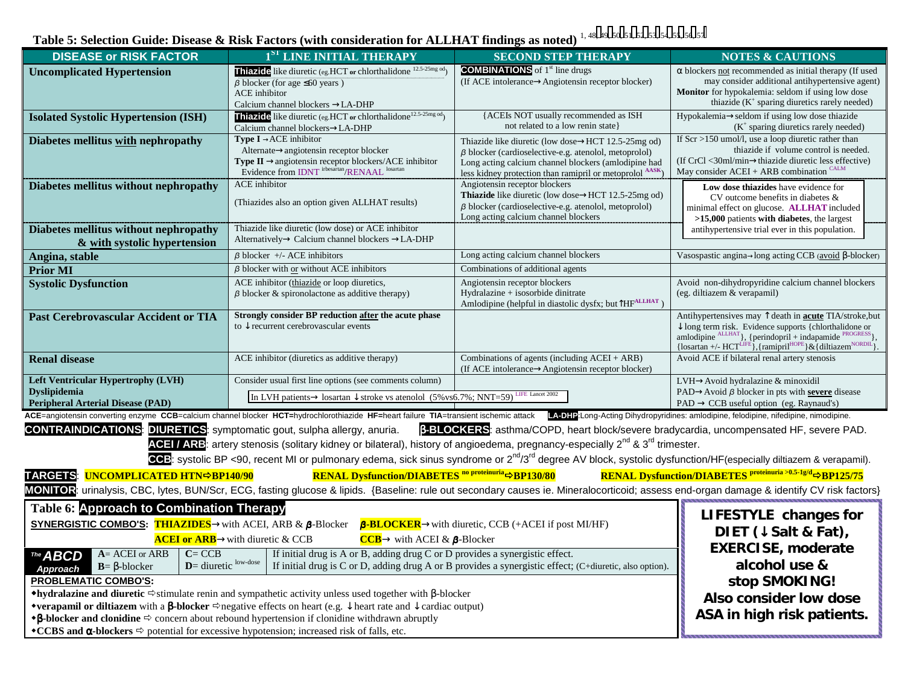## Table 5: Selection Guide: Disease & Risk Factors (with consideration for ALLHAT findings as noted) [1, 48, 49, 50, 51, 52, 53, 54, 55, 56, 57]

| DISEASE or RISK FACTOR | 1ST LINE INITIAL THERAPY | SECOND STEP THERAPY | NOTES & CAUTIONS |
|---|---|---|---|
| **Uncomplicated Hypertension** | **Thiazide** like diuretic (eg.HCT **or** chlorthalidone [12.5-25mg od]) <br> β blocker (for age ≤60 years) <br> ACE inhibitor <br> Calcium channel blockers → LA-DHP | **COMBINATIONS** of 1st line drugs <br> (If ACE intolerance → Angiotensin receptor blocker) | α blockers not recommended as initial therapy (If used may consider additional antihypertensive agent) <br> **Monitor** for hypokalemia: seldom if using low dose thiazide ($K^+$ sparing diuretics rarely needed) |
| **Isolated Systolic Hypertension (ISH)** | **Thiazide** like diuretic (eg.HCT **or** chlorthalidone [12.5-25mg od]) <br> Calcium channel blockers → LA-DHP | {ACEIs NOT usually recommended as ISH not related to a low renin state} | Hypokalemia → seldom if using low dose thiazide ($K^+$ sparing diuretics rarely needed) |
| **Diabetes mellitus with nephropathy** | **Type I** → ACE inhibitor <br> Alternate → angiotensin receptor blocker <br> **Type II** → angiotensin receptor blockers/ACE inhibitor <br> Evidence from IDNT [irbesartan]/RENAAL [losartan] | Thiazide like diuretic (low dose → HCT 12.5-25mg od) <br> β blocker (cardioselective-e.g. atenolol, metoprolol) <br> Long acting calcium channel blockers (amlodipine had less kidney protection than ramipril or metoprolol [AASK]) | If Scr >150 umol/l, use a loop diuretic rather than thiazide if volume control is needed. <br> (If CrCl <30ml/min → thiazide diuretic less effective) <br> May consider ACEI + ARB combination [CALM] |
| **Diabetes mellitus without nephropathy** | ACE inhibitor <br> (Thiazides also an option given ALLHAT results) | Angiotensin receptor blockers <br> **Thiazide** like diuretic (low dose → HCT 12.5-25mg od) <br> β blocker (cardioselective-e.g. atenolol, metoprolol) <br> Long acting calcium channel blockers | **Low dose thiazides** have evidence for CV outcome benefits in diabetes & minimal effect on glucose. **ALLHAT** included **>15,000** patients **with diabetes**, the largest antihypertensive trial ever in this population. |
| **Diabetes mellitus without nephropathy & with systolic hypertension** | Thiazide like diuretic (low dose) or ACE inhibitor <br> Alternatively → Calcium channel blockers → LA-DHP | | |
| **Angina, stable** | β blocker +/- ACE inhibitors | Long acting calcium channel blockers | Vasospastic angina → long acting CCB (avoid β-blocker) |
| **Prior MI** | β blocker with or without ACE inhibitors | Combinations of additional agents | |
| **Systolic Dysfunction** | ACE inhibitor (thiazide or loop diuretics, β blocker & spironolactone as additive therapy) | Angiotensin receptor blockers <br> Hydralazine + isosorbide dinitrate <br> Amlodipine (helpful in diastolic dysfx; but ↑HF [ALLHAT]) | Avoid non-dihydropyridine calcium channel blockers (eg. diltiazem & verapamil) |
| **Past Cerebrovascular Accident or TIA** | **Strongly consider BP reduction after the acute phase** to ↓ recurrent cerebrovascular events | | Antihypertensives may ↑ death in **acute** TIA/stroke, but ↓ long term risk. Evidence supports {chlorthalidone or amlodipine [ALLHAT]}, {perindopril + indapamide [PROGRESS]}, {losartan +/- HCT [LIFE]}, {ramipril [HOPE]} & {diltiazem [NORDIL]}. |
| **Renal disease** | ACE inhibitor (diuretics as additive therapy) | Combinations of agents (including ACEI + ARB) <br> (If ACE intolerance → Angiotensin receptor blocker) | Avoid ACE if bilateral renal artery stenosis |
| **Left Ventricular Hypertrophy (LVH)** <br> **Dyslipidemia** <br> **Peripheral Arterial Disease (PAD)** | Consider usual first line options (see comments column) <br> In LVH patients → losartan ↓ stroke vs atenolol (5%vs6.7%; NNT=59) [LIFE Lancet 2002] | | LVH → Avoid hydralazine & minoxidil <br> PAD → Avoid β blocker in pts with **severe** disease <br> PAD → CCB useful option (eg. Raynaud's) |

**ACE**=angiotensin converting enzyme **CCB**=calcium channel blocker **HCT**=hydrochlorothiazide **HF**=heart failure **TIA**=transient ischemic attack **LA-DHP**:Long-Acting Dihydropyridines: amlodipine, felodipine, nifedipine, nimodipine.

**CONTRAINDICATIONS**: **DIURETICS**: symptomatic gout, sulpha allergy, anuria. **β-BLOCKERS**: asthma/COPD, heart block/severe bradycardia, uncompensated HF, severe PAD.
**ACEI / ARB**: artery stenosis (solitary kidney or bilateral), history of angioedema, pregnancy-especially 2nd & 3rd trimester.
**CCB**: systolic BP <90, recent MI or pulmonary edema, sick sinus syndrome or 2nd/3rd degree AV block, systolic dysfunction/HF(especially diltiazem & verapamil).

**TARGETS**: **UNCOMPLICATED HTN ⇨ BP140/90** **RENAL Dysfunction/DIABETES [no proteinuria] ⇨ BP130/80** **RENAL Dysfunction/DIABETES [proteinuria >0.5-1g/d] ⇨ BP125/75**

**MONITOR**: urinalysis, CBC, lytes, BUN/Scr, ECG, fasting glucose & lipids. {Baseline: rule out secondary causes ie. Mineralocorticoid; assess end-organ damage & identify CV risk factors}

## Table 6: Approach to Combination Therapy

**SYNERGISTIC COMBO'S:** **THIAZIDES** → with ACEI, ARB & β-Blocker **β-BLOCKER** → with diuretic, CCB (+ACEI if post MI/HF)
**ACEI or ARB** → with diuretic & CCB **CCB** → with ACEI & β-Blocker

| The ABCD Approach | | |
|---|---|---|
| A= ACEI or ARB <br> B= β-blocker | C= CCB <br> D= diuretic [low-dose] | If initial drug is A or B, adding drug C or D provides a synergistic effect. <br> If initial drug is C or D, adding drug A or B provides a synergistic effect; (C+diuretic, also option). |

**PROBLEMATIC COMBO'S:**
- **hydralazine and diuretic** ⇨ stimulate renin and sympathetic activity unless used together with β-blocker
- **verapamil or diltiazem** with a **β-blocker** ⇨ negative effects on heart (e.g. ↓ heart rate and ↓ cardiac output)
- **β-blocker and clonidine** ⇨ concern about rebound hypertension if clonidine withdrawn abruptly
- **CCBS and α-blockers** ⇨ potential for excessive hypotension; increased risk of falls, etc.

**LIFESTYLE changes for DIET (↓ Salt & Fat), EXERCISE, moderate alcohol use & stop SMOKING! Also consider low dose ASA in high risk patients.**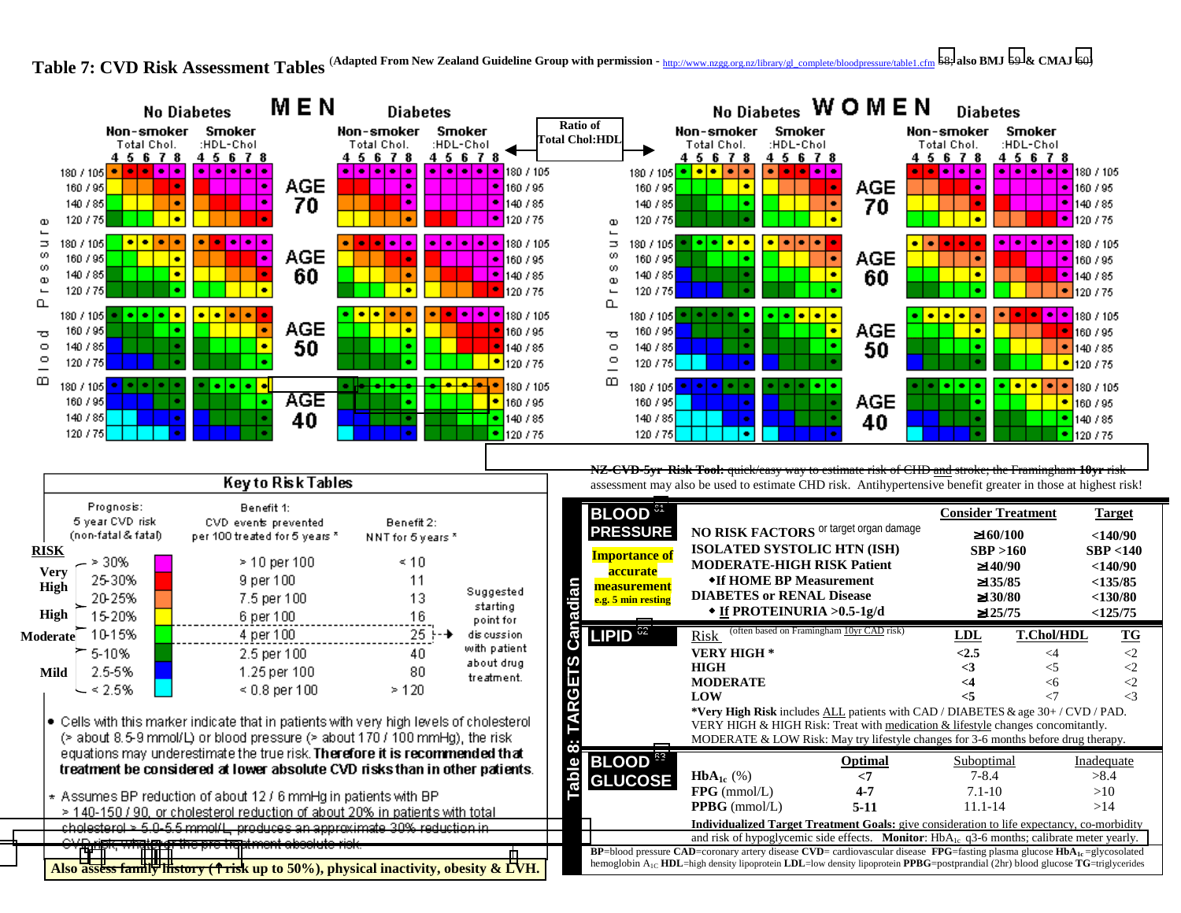# Table 7: CVD Risk Assessment Tables

(Adapted From New Zealand Guideline Group with permission - http://www.nzgg.org.nz/library/gl_complete/bloodpressure/table1.cfm [58]; also BMJ [59] & CMAJ [60])

**MEN** — No Diabetes (Non-smoker, Smoker) / Diabetes (Non-smoker, Smoker); Total Chol.:HDL-Chol 4 5 6 7 8; Blood Pressure 180/105, 160/95, 140/85, 120/75; AGE 70, 60, 50, 40

**Ratio of Total Chol:HDL**

**WOMEN** — No Diabetes (Non-smoker, Smoker) / Diabetes (Non-smoker, Smoker); Total Chol.:HDL-Chol 4 5 6 7 8; Blood Pressure 180/105, 160/95, 140/85, 120/75; AGE 70, 60, 50, 40

## Key to Risk Tables

| RISK | Prognosis: 5 year CVD risk (non-fatal & fatal) | Benefit 1: CVD events prevented per 100 treated for 5 years * | Benefit 2: NNT for 5 years * |
|---|---|---|---|
| Very High | > 30% | > 10 per 100 | < 10 |
| | 25-30% | 9 per 100 | 11 |
| | 20-25% | 7.5 per 100 | 13 |
| High | 15-20% | 6 per 100 | 16 |
| Moderate | 10-15% | 4 per 100 | 25 |
| | 5-10% | 2.5 per 100 | 40 |
| Mild | 2.5-5% | 1.25 per 100 | 80 |
| | < 2.5% | < 0.8 per 100 | > 120 |

Suggested starting point for discussion with patient about drug treatment (10-15%).

- Cells with this marker indicate that in patients with very high levels of cholesterol (> about 8.5-9 mmol/L) or blood pressure (> about 170 / 100 mmHg), the risk equations may underestimate the true risk. **Therefore it is recommended that treatment be considered at lower absolute CVD risks than in other patients.**

* Assumes BP reduction of about 12 / 6 mmHg in patients with BP > 140-150 / 90, or cholesterol reduction of about 20% in patients with total cholesterol > 5.0-5.5 mmol/L, produces an approximate 30% reduction in CVD risk, whatever the pre-treatment absolute risk.

**Also assess family history (↑ risk up to 50%), physical inactivity, obesity & LVH.**

**NZ-CVD-5yr Risk Tool:** quick/easy way to estimate risk of CHD and stroke; the Framingham **10yr** risk assessment may also be used to estimate CHD risk. Antihypertensive benefit greater in those at highest risk!

## Table 8: TARGETS Canadian

### BLOOD PRESSURE [61]

**Importance of accurate measurement** e.g. 5 min resting

| | Consider Treatment | Target |
|---|---|---|
| **NO RISK FACTORS** or target organ damage | ≥160/100 | <140/90 |
| **ISOLATED SYSTOLIC HTN (ISH)** | SBP >160 | SBP <140 |
| **MODERATE-HIGH RISK Patient** | ≥140/90 | <140/90 |
| ◆ **If HOME BP Measurement** | ≥135/85 | <135/85 |
| **DIABETES or RENAL Disease** | ≥130/80 | <130/80 |
| ◆ **If PROTEINURIA >0.5-1g/d** | ≥125/75 | <125/75 |

### LIPID [62]

| Risk (often based on Framingham 10yr CAD risk) | LDL | T.Chol/HDL | TG |
|---|---|---|---|
| **VERY HIGH *** | <2.5 | <4 | <2 |
| **HIGH** | <3 | <5 | <2 |
| **MODERATE** | <4 | <6 | <2 |
| **LOW** | <5 | <7 | <3 |

***Very High Risk** includes ALL patients with CAD / DIABETES & age 30+ / CVD / PAD.
VERY HIGH & HIGH Risk: Treat with medication & lifestyle changes concomitantly.
MODERATE & LOW Risk: May try lifestyle changes for 3-6 months before drug therapy.

### BLOOD GLUCOSE [63]

| | Optimal | Suboptimal | Inadequate |
|---|---|---|---|
| $HbA_{1c}$ (%) | <7 | 7-8.4 | >8.4 |
| FPG (mmol/L) | 4-7 | 7.1-10 | >10 |
| PPBG (mmol/L) | 5-11 | 11.1-14 | >14 |

**Individualized Target Treatment Goals:** give consideration to life expectancy, co-morbidity and risk of hypoglycemic side effects. **Monitor:** $HbA_{1c}$ q3-6 months; calibrate meter yearly.

**BP**=blood pressure **CAD**=coronary artery disease **CVD**= cardiovascular disease **FPG**=fasting plasma glucose **$HbA_{1c}$**=glycosolated hemoglobin $A_{1C}$ **HDL**=high density lipoprotein **LDL**=low density lipoprotein **PPBG**=postprandial (2hr) blood glucose **TG**=triglycerides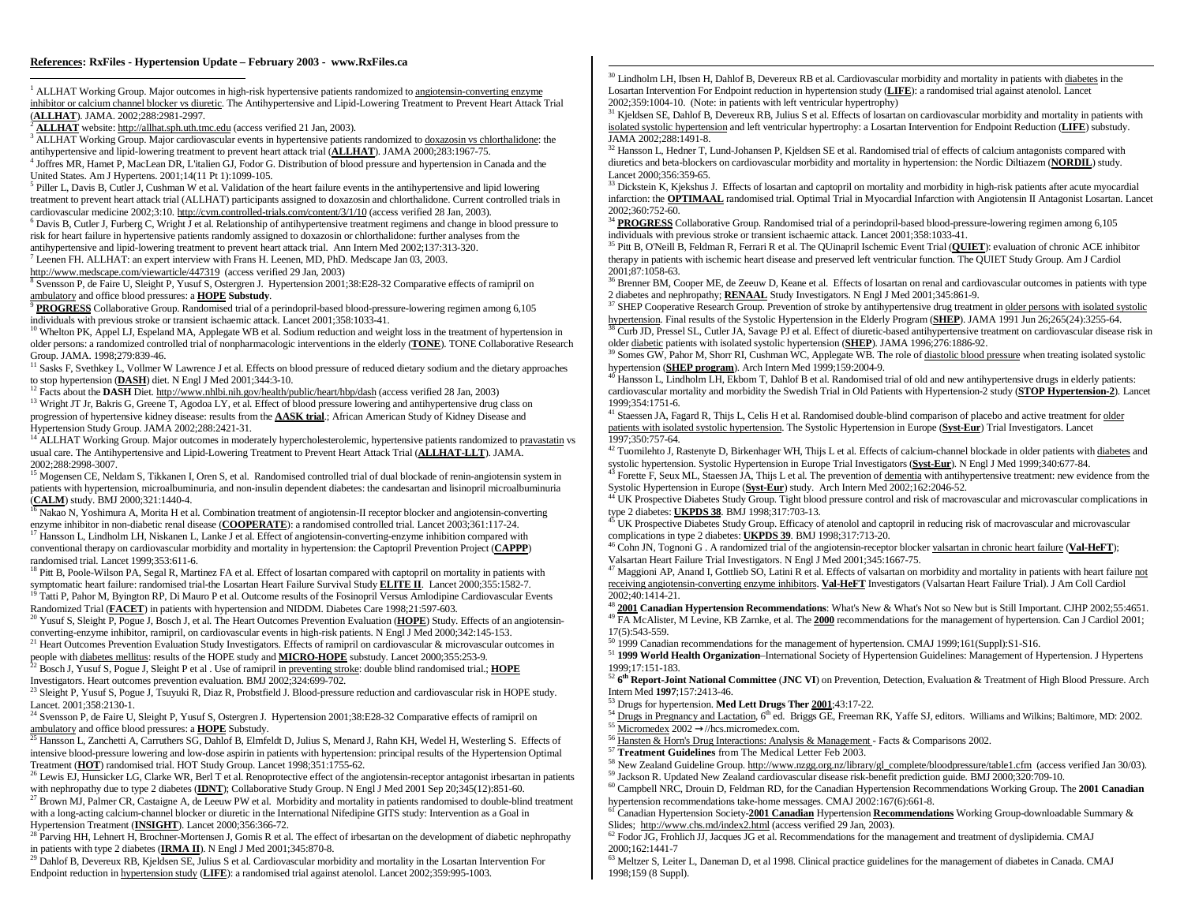**References**: RxFiles - Hypertension Update – February 2003 - www.RxFiles.ca

[1] ALLHAT Working Group. Major outcomes in high-risk hypertensive patients randomized to angiotensin-converting enzyme inhibitor or calcium channel blocker vs diuretic. The Antihypertensive and Lipid-Lowering Treatment to Prevent Heart Attack Trial (**ALLHAT**). JAMA. 2002;288:2981-2997.

[2] **ALLHAT** website: http://allhat.sph.uth.tmc.edu (access verified 21 Jan, 2003).

[3] ALLHAT Working Group. Major cardiovascular events in hypertensive patients randomized to doxazosin vs chlorthalidone: the antihypertensive and lipid-lowering treatment to prevent heart attack trial (**ALLHAT**). JAMA 2000;283:1967-75.

[4] Joffres MR, Hamet P, MacLean DR, L'italien GJ, Fodor G. Distribution of blood pressure and hypertension in Canada and the United States. Am J Hypertens. 2001;14(11 Pt 1):1099-105.

[5] Piller L, Davis B, Cutler J, Cushman W et al. Validation of the heart failure events in the antihypertensive and lipid lowering treatment to prevent heart attack trial (ALLHAT) participants assigned to doxazosin and chlorthalidone. Current controlled trials in cardiovascular medicine 2002;3:10. http://cvm.controlled-trials.com/content/3/1/10 (access verified 28 Jan, 2003).

[6] Davis B, Cutler J, Furberg C, Wright J et al. Relationship of antihypertensive treatment regimens and change in blood pressure to risk for heart failure in hypertensive patients randomly assigned to doxazosin or chlorthalidone: further analyses from the antihypertensive and lipid-lowering treatment to prevent heart attack trial. Ann Intern Med 2002;137:313-320.

[7] Leenen FH. ALLHAT: an expert interview with Frans H. Leenen, MD, PhD. Medscape Jan 03, 2003. http://www.medscape.com/viewarticle/447319 (access verified 29 Jan, 2003)

[8] Svensson P, de Faire U, Sleight P, Yusuf S, Ostergren J. Hypertension 2001;38:E28-32 Comparative effects of ramipril on ambulatory and office blood pressures: a **HOPE Substudy**.

[9] **PROGRESS** Collaborative Group. Randomised trial of a perindopril-based blood-pressure-lowering regimen among 6,105 individuals with previous stroke or transient ischaemic attack. Lancet 2001;358:1033-41.

[10] Whelton PK, Appel LJ, Espeland MA, Applegate WB et al. Sodium reduction and weight loss in the treatment of hypertension in older persons: a randomized controlled trial of nonpharmacologic interventions in the elderly (**TONE**). TONE Collaborative Research Group. JAMA. 1998;279:839-46.

[11] Sasks F, Svethkey L, Vollmer W Lawrence J et al. Effects on blood pressure of reduced dietary sodium and the dietary approaches to stop hypertension (**DASH**) diet. N Engl J Med 2001;344:3-10.

[12] Facts about the **DASH** Diet. http://www.nhlbi.nih.gov/health/public/heart/hbp/dash (access verified 28 Jan, 2003)

[13] Wright JT Jr, Bakris G, Greene T, Agodoa LY, et al. Effect of blood pressure lowering and antihypertensive drug class on progression of hypertensive kidney disease: results from the **AASK trial**.; African American Study of Kidney Disease and Hypertension Study Group. JAMA 2002;288:2421-31.

[14] ALLHAT Working Group. Major outcomes in moderately hypercholesterolemic, hypertensive patients randomized to pravastatin vs usual care. The Antihypertensive and Lipid-Lowering Treatment to Prevent Heart Attack Trial (**ALLHAT-LLT**). JAMA. 2002;288:2998-3007.

[15] Mogensen CE, Neldam S, Tikkanen I, Oren S, et al. Randomised controlled trial of dual blockade of renin-angiotensin system in patients with hypertension, microalbuminuria, and non-insulin dependent diabetes: the candesartan and lisinopril microalbuminuria (**CALM**) study. BMJ 2000;321:1440-4.

[16] Nakao N, Yoshimura A, Morita H et al. Combination treatment of angiotensin-II receptor blocker and angiotensin-converting enzyme inhibitor in non-diabetic renal disease (**COOPERATE**): a randomised controlled trial. Lancet 2003;361:117-24.

[17] Hansson L, Lindholm LH, Niskanen L, Lanke J et al. Effect of angiotensin-converting-enzyme inhibition compared with conventional therapy on cardiovascular morbidity and mortality in hypertension: the Captopril Prevention Project (**CAPPP**) randomised trial. Lancet 1999;353:611-6.

[18] Pitt B, Poole-Wilson PA, Segal R, Martinez FA et al. Effect of losartan compared with captopril on mortality in patients with symptomatic heart failure: randomised trial-the Losartan Heart Failure Survival Study **ELITE II**. Lancet 2000;355:1582-7.

[19] Tatti P, Pahor M, Byington RP, Di Mauro P et al. Outcome results of the Fosinopril Versus Amlodipine Cardiovascular Events Randomized Trial (**FACET**) in patients with hypertension and NIDDM. Diabetes Care 1998;21:597-603.

[20] Yusuf S, Sleight P, Pogue J, Bosch J, et al. The Heart Outcomes Prevention Evaluation (**HOPE**) Study. Effects of an angiotensin-converting-enzyme inhibitor, ramipril, on cardiovascular events in high-risk patients. N Engl J Med 2000;342:145-153.

[21] Heart Outcomes Prevention Evaluation Study Investigators. Effects of ramipril on cardiovascular & microvascular outcomes in people with diabetes mellitus: results of the HOPE study and **MICRO-HOPE** substudy. Lancet 2000;355:253-9.

[22] Bosch J, Yusuf S, Pogue J, Sleight P et al . Use of ramipril in preventing stroke: double blind randomised trial.; **HOPE** Investigators. Heart outcomes prevention evaluation. BMJ 2002;324:699-702.

[23] Sleight P, Yusuf S, Pogue J, Tsuyuki R, Diaz R, Probstfield J. Blood-pressure reduction and cardiovascular risk in HOPE study. Lancet. 2001;358:2130-1.

[24] Svensson P, de Faire U, Sleight P, Yusuf S, Ostergren J. Hypertension 2001;38:E28-32 Comparative effects of ramipril on ambulatory and office blood pressures: a **HOPE** Substudy.

[25] Hansson L, Zanchetti A, Carruthers SG, Dahlof B, Elmfeldt D, Julius S, Menard J, Rahn KH, Wedel H, Westerling S. Effects of intensive blood-pressure lowering and low-dose aspirin in patients with hypertension: principal results of the Hypertension Optimal Treatment (**HOT**) randomised trial. HOT Study Group. Lancet 1998;351:1755-62.

[26] Lewis EJ, Hunsicker LG, Clarke WR, Berl T et al. Renoprotective effect of the angiotensin-receptor antagonist irbesartan in patients with nephropathy due to type 2 diabetes (**IDNT**); Collaborative Study Group. N Engl J Med 2001 Sep 20;345(12):851-60.

[27] Brown MJ, Palmer CR, Castaigne A, de Leeuw PW et al. Morbidity and mortality in patients randomised to double-blind treatment with a long-acting calcium-channel blocker or diuretic in the International Nifedipine GITS study: Intervention as a Goal in Hypertension Treatment (**INSIGHT**). Lancet 2000;356:366-72.

[28] Parving HH, Lehnert H, Brochner-Mortensen J, Gomis R et al. The effect of irbesartan on the development of diabetic nephropathy in patients with type 2 diabetes (**IRMA II**). N Engl J Med 2001;345:870-8.

[29] Dahlof B, Devereux RB, Kjeldsen SE, Julius S et al. Cardiovascular morbidity and mortality in the Losartan Intervention For Endpoint reduction in hypertension study (**LIFE**): a randomised trial against atenolol. Lancet 2002;359:995-1003.

[30] Lindholm LH, Ibsen H, Dahlof B, Devereux RB et al. Cardiovascular morbidity and mortality in patients with diabetes in the Losartan Intervention For Endpoint reduction in hypertension study (**LIFE**): a randomised trial against atenolol. Lancet 2002;359:1004-10. (Note: in patients with left ventricular hypertrophy)

[31] Kjeldsen SE, Dahlof B, Devereux RB, Julius S et al. Effects of losartan on cardiovascular morbidity and mortality in patients with isolated systolic hypertension and left ventricular hypertrophy: a Losartan Intervention for Endpoint Reduction (**LIFE**) substudy. JAMA 2002;288:1491-8.

[32] Hansson L, Hedner T, Lund-Johansen P, Kjeldsen SE et al. Randomised trial of effects of calcium antagonists compared with diuretics and beta-blockers on cardiovascular morbidity and mortality in hypertension: the Nordic Diltiazem (**NORDIL**) study. Lancet 2000;356:359-65.

[33] Dickstein K, Kjekshus J. Effects of losartan and captopril on mortality and morbidity in high-risk patients after acute myocardial infarction: the **OPTIMAAL** randomised trial. Optimal Trial in Myocardial Infarction with Angiotensin II Antagonist Losartan. Lancet 2002;360:752-60.

[34] **PROGRESS** Collaborative Group. Randomised trial of a perindopril-based blood-pressure-lowering regimen among 6,105 individuals with previous stroke or transient ischaemic attack. Lancet 2001;358:1033-41.

[35] Pitt B, O'Neill B, Feldman R, Ferrari R et al. The QUinapril Ischemic Event Trial (**QUIET**): evaluation of chronic ACE inhibitor therapy in patients with ischemic heart disease and preserved left ventricular function. The QUIET Study Group. Am J Cardiol 2001;87:1058-63.

[36] Brenner BM, Cooper ME, de Zeeuw D, Keane et al. Effects of losartan on renal and cardiovascular outcomes in patients with type 2 diabetes and nephropathy; **RENAAL** Study Investigators. N Engl J Med 2001;345:861-9.

[37] SHEP Cooperative Research Group. Prevention of stroke by antihypertensive drug treatment in older persons with isolated systolic hypertension. Final results of the Systolic Hypertension in the Elderly Program (**SHEP**). JAMA 1991 Jun 26;265(24):3255-64.

[38] Curb JD, Pressel SL, Cutler JA, Savage PJ et al. Effect of diuretic-based antihypertensive treatment on cardiovascular disease risk in older diabetic patients with isolated systolic hypertension (**SHEP**). JAMA 1996;276:1886-92.

[39] Somes GW, Pahor M, Shorr RI, Cushman WC, Applegate WB. The role of diastolic blood pressure when treating isolated systolic hypertension (**SHEP program**). Arch Intern Med 1999;159:2004-9.

[40] Hansson L, Lindholm LH, Ekbom T, Dahlof B et al. Randomised trial of old and new antihypertensive drugs in elderly patients: cardiovascular mortality and morbidity the Swedish Trial in Old Patients with Hypertension-2 study (**STOP Hypertension-2**). Lancet 1999;354:1751-6.

[41] Staessen JA, Fagard R, Thijs L, Celis H et al. Randomised double-blind comparison of placebo and active treatment for older patients with isolated systolic hypertension. The Systolic Hypertension in Europe (**Syst-Eur**) Trial Investigators. Lancet 1997;350:757-64.

[42] Tuomilehto J, Rastenyte D, Birkenhager WH, Thijs L et al. Effects of calcium-channel blockade in older patients with diabetes and systolic hypertension. Systolic Hypertension in Europe Trial Investigators (**Syst-Eur**). N Engl J Med 1999;340:677-84.

[43] Forette F, Seux ML, Staessen JA, Thijs L et al. The prevention of dementia with antihypertensive treatment: new evidence from the Systolic Hypertension in Europe (**Syst-Eur**) study. Arch Intern Med 2002;162:2046-52.

[44] UK Prospective Diabetes Study Group. Tight blood pressure control and risk of macrovascular and microvascular complications in type 2 diabetes: **UKPDS 38**. BMJ 1998;317:703-13.

[45] UK Prospective Diabetes Study Group. Efficacy of atenolol and captopril in reducing risk of macrovascular and microvascular complications in type 2 diabetes: **UKPDS 39**. BMJ 1998;317:713-20.

[46] Cohn JN, Tognoni G . A randomized trial of the angiotensin-receptor blocker valsartan in chronic heart failure (**Val-HeFT**); Valsartan Heart Failure Trial Investigators. N Engl J Med 2001;345:1667-75.

[47] Maggioni AP, Anand I, Gottlieb SO, Latini R et al. Effects of valsartan on morbidity and mortality in patients with heart failure not receiving angiotensin-converting enzyme inhibitors. **Val-HeFT** Investigators (Valsartan Heart Failure Trial). J Am Coll Cardiol 2002;40:1414-21.

[48] **2001 Canadian Hypertension Recommendations**: What's New & What's Not so New but is Still Important. CJHP 2002;55:4651.

[49] FA McAlister, M Levine, KB Zarnke, et al. The **2000** recommendations for the management of hypertension. Can J Cardiol 2001; 17(5):543-559.

[50] 1999 Canadian recommendations for the management of hypertension. CMAJ 1999;161(Suppl):S1-S16.

[51] **1999 World Health Organization**–International Society of Hypertension Guidelines: Management of Hypertension. J Hypertens 1999;17:151-183.

[52] **6th Report-Joint National Committee** (**JNC VI**) on Prevention, Detection, Evaluation & Treatment of High Blood Pressure. Arch Intern Med **1997**;157:2413-46.

[53] Drugs for hypertension. **Med Lett Drugs Ther 2001**;43:17-22.

[54] Drugs in Pregnancy and Lactation, 6th ed. Briggs GE, Freeman RK, Yaffe SJ, editors. Williams and Wilkins; Baltimore, MD: 2002.

[55] Micromedex 2002 → //hcs.micromedex.com.

[56] Hansten & Horn's Drug Interactions: Analysis & Management - Facts & Comparisons 2002.

[57] **Treatment Guidelines** from The Medical Letter Feb 2003.

[58] New Zealand Guideline Group. http://www.nzgg.org.nz/library/gl_complete/bloodpressure/table1.cfm (access verified Jan 30/03).

[59] Jackson R. Updated New Zealand cardiovascular disease risk-benefit prediction guide. BMJ 2000;320:709-10.

[60] Campbell NRC, Drouin D, Feldman RD, for the Canadian Hypertension Recommendations Working Group. The **2001 Canadian** hypertension recommendations take-home messages. CMAJ 2002:167(6):661-8.

[61] Canadian Hypertension Society-**2001 Canadian** Hypertension **Recommendations** Working Group-downloadable Summary & Slides; http://www.chs.md/index2.html (access verified 29 Jan, 2003).

[62] Fodor JG, Frohlich JJ, Jacques JG et al. Recommendations for the management and treatment of dyslipidemia. CMAJ 2000;162:1441-7

[63] Meltzer S, Leiter L, Daneman D, et al 1998. Clinical practice guidelines for the management of diabetes in Canada. CMAJ 1998;159 (8 Suppl).